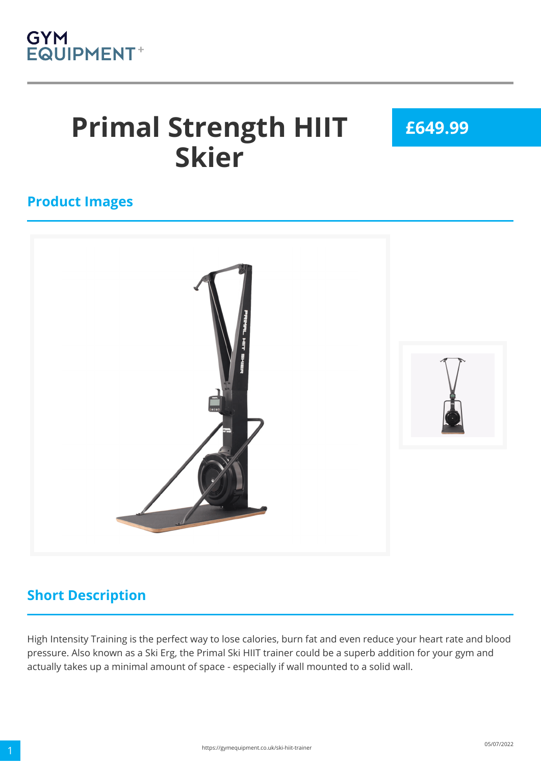GYM EQUIPMENT+

# Primal Strength HIIT Skier

**£649.99**

## Product Images

## Short Description

High Intensity Training is the perfect way to lose calories, burn fat and even reduce your heart rate and blood pressure. Also known as a Ski Erg, the Primal Ski HIIT trainer could be a superb addition for your gym and actually takes up a minimal amount of space - especially if wall mounted to a solid wall.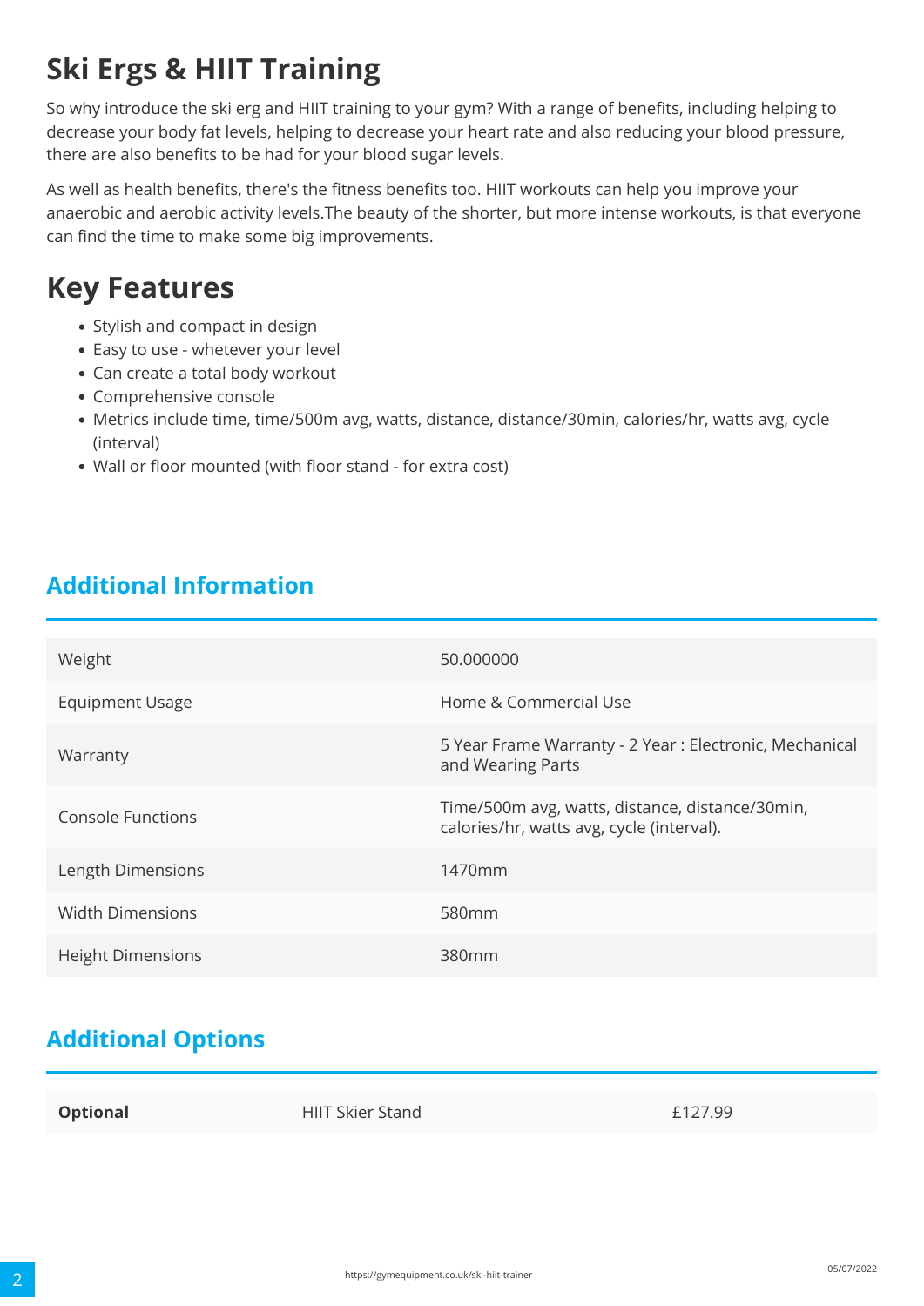# Ski Ergs & HIIT Training

So why introduce the ski erg and HIIT training to your gym? With a range of benefits, including helping to decrease your body fat levels, helping to decrease your heart rate and also reducing your blood pressure, there are also benefits to be had for your blood sugar levels.

As well as health benefits, there's the fitness benefits too. HIIT workouts can help you improve your anaerobic and aerobic activity levels.The beauty of the shorter, but more intense workouts, is that everyone can find the time to make some big improvements.

# Key Features

- Stylish and compact in design
- Easy to use - whetever your level
- Can create a total body workout
- Comprehensive console
- Metrics include time, time/500m avg, watts, distance, distance/30min, calories/hr, watts avg, cycle (interval)
- Wall or floor mounted (with floor stand - for extra cost)

## Additional Information

| | |
|---|---|
| Weight | 50.000000 |
| Equipment Usage | Home & Commercial Use |
| Warranty | 5 Year Frame Warranty - 2 Year : Electronic, Mechanical and Wearing Parts |
| Console Functions | Time/500m avg, watts, distance, distance/30min, calories/hr, watts avg, cycle (interval). |
| Length Dimensions | 1470mm |
| Width Dimensions | 580mm |
| Height Dimensions | 380mm |

## Additional Options

| | | |
|---|---|---|
| **Optional** | HIIT Skier Stand | £127.99 |